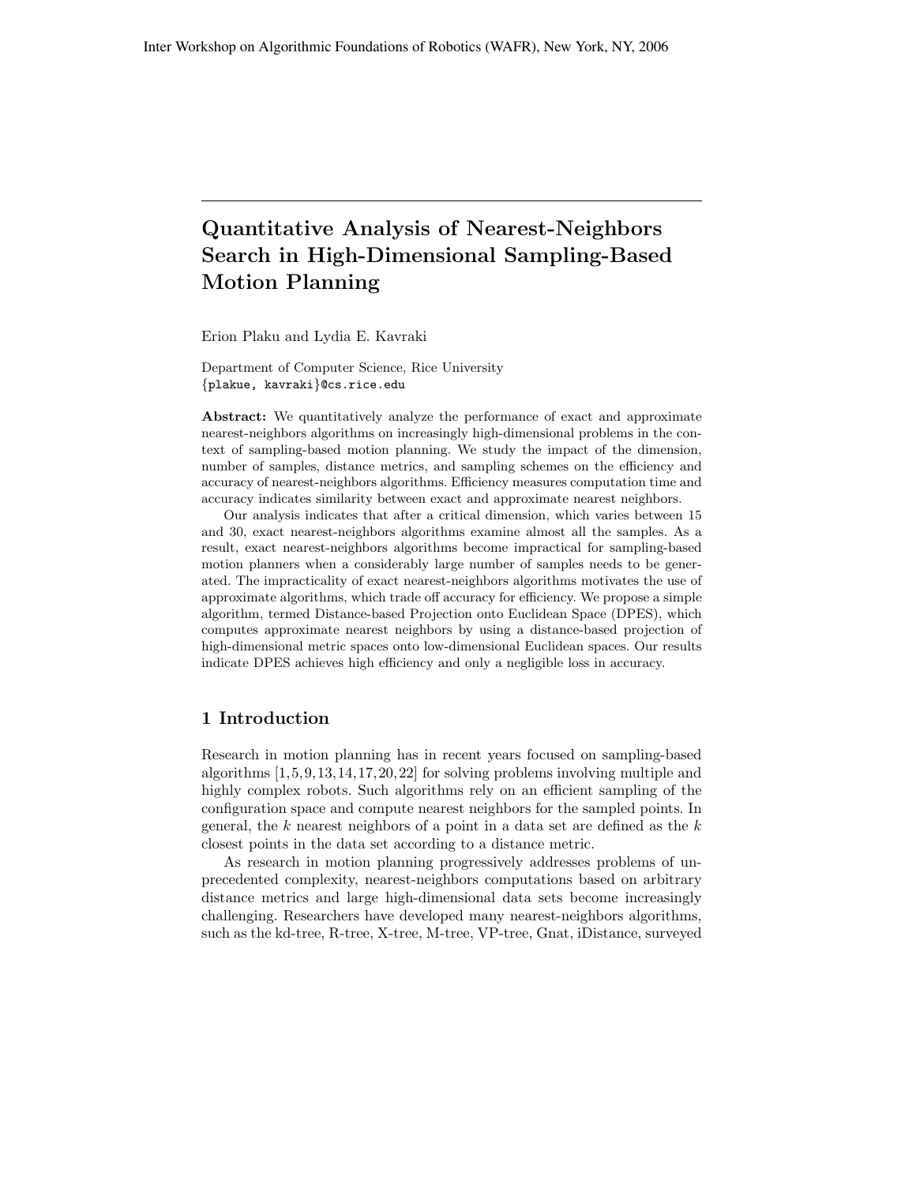Inter Workshop on Algorithmic Foundations of Robotics (WAFR), New York, NY, 2006

# Quantitative Analysis of Nearest-Neighbors Search in High-Dimensional Sampling-Based Motion Planning

Erion Plaku and Lydia E. Kavraki

Department of Computer Science, Rice University
{plakue, kavraki}@cs.rice.edu

**Abstract:** We quantitatively analyze the performance of exact and approximate nearest-neighbors algorithms on increasingly high-dimensional problems in the context of sampling-based motion planning. We study the impact of the dimension, number of samples, distance metrics, and sampling schemes on the efficiency and accuracy of nearest-neighbors algorithms. Efficiency measures computation time and accuracy indicates similarity between exact and approximate nearest neighbors.

Our analysis indicates that after a critical dimension, which varies between 15 and 30, exact nearest-neighbors algorithms examine almost all the samples. As a result, exact nearest-neighbors algorithms become impractical for sampling-based motion planners when a considerably large number of samples needs to be generated. The impracticality of exact nearest-neighbors algorithms motivates the use of approximate algorithms, which trade off accuracy for efficiency. We propose a simple algorithm, termed Distance-based Projection onto Euclidean Space (DPES), which computes approximate nearest neighbors by using a distance-based projection of high-dimensional metric spaces onto low-dimensional Euclidean spaces. Our results indicate DPES achieves high efficiency and only a negligible loss in accuracy.

## 1 Introduction

Research in motion planning has in recent years focused on sampling-based algorithms [1,5,9,13,14,17,20,22] for solving problems involving multiple and highly complex robots. Such algorithms rely on an efficient sampling of the configuration space and compute nearest neighbors for the sampled points. In general, the $k$ nearest neighbors of a point in a data set are defined as the $k$ closest points in the data set according to a distance metric.

As research in motion planning progressively addresses problems of unprecedented complexity, nearest-neighbors computations based on arbitrary distance metrics and large high-dimensional data sets become increasingly challenging. Researchers have developed many nearest-neighbors algorithms, such as the kd-tree, R-tree, X-tree, M-tree, VP-tree, Gnat, iDistance, surveyed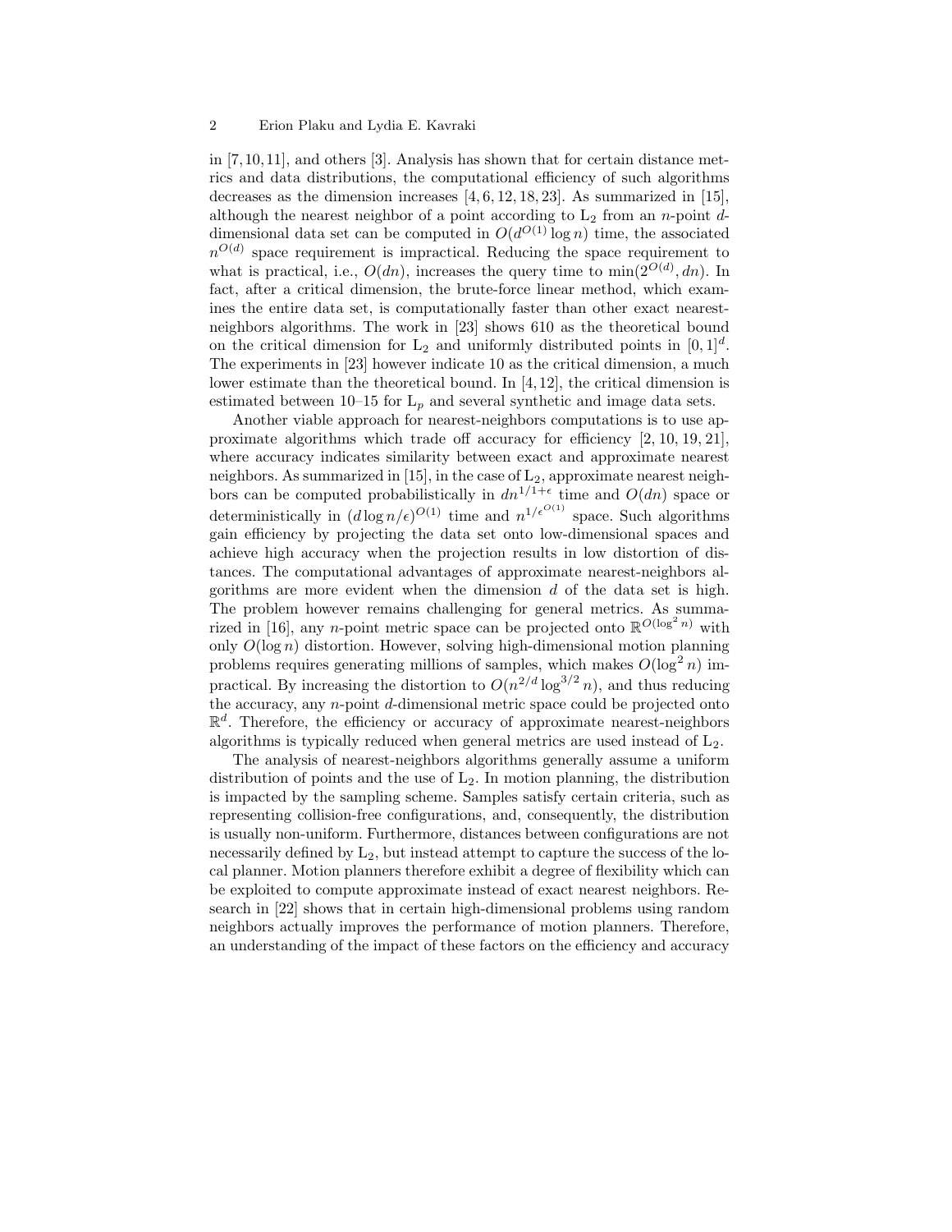in [7, 10, 11], and others [3]. Analysis has shown that for certain distance metrics and data distributions, the computational efficiency of such algorithms decreases as the dimension increases [4, 6, 12, 18, 23]. As summarized in [15], although the nearest neighbor of a point according to $L_2$ from an $n$-point $d$-dimensional data set can be computed in $O(d^{O(1)} \log n)$ time, the associated $n^{O(d)}$ space requirement is impractical. Reducing the space requirement to what is practical, i.e., $O(dn)$, increases the query time to $\min(2^{O(d)}, dn)$. In fact, after a critical dimension, the brute-force linear method, which examines the entire data set, is computationally faster than other exact nearest-neighbors algorithms. The work in [23] shows 610 as the theoretical bound on the critical dimension for $L_2$ and uniformly distributed points in $[0, 1]^d$. The experiments in [23] however indicate 10 as the critical dimension, a much lower estimate than the theoretical bound. In [4, 12], the critical dimension is estimated between 10–15 for $L_p$ and several synthetic and image data sets.

Another viable approach for nearest-neighbors computations is to use approximate algorithms which trade off accuracy for efficiency [2, 10, 19, 21], where accuracy indicates similarity between exact and approximate nearest neighbors. As summarized in [15], in the case of $L_2$, approximate nearest neighbors can be computed probabilistically in $dn^{1/1+\epsilon}$ time and $O(dn)$ space or deterministically in $(d \log n/\epsilon)^{O(1)}$ time and $n^{1/\epsilon^{O(1)}}$ space. Such algorithms gain efficiency by projecting the data set onto low-dimensional spaces and achieve high accuracy when the projection results in low distortion of distances. The computational advantages of approximate nearest-neighbors algorithms are more evident when the dimension $d$ of the data set is high. The problem however remains challenging for general metrics. As summarized in [16], any $n$-point metric space can be projected onto $\mathbb{R}^{O(\log^2 n)}$ with only $O(\log n)$ distortion. However, solving high-dimensional motion planning problems requires generating millions of samples, which makes $O(\log^2 n)$ impractical. By increasing the distortion to $O(n^{2/d} \log^{3/2} n)$, and thus reducing the accuracy, any $n$-point $d$-dimensional metric space could be projected onto $\mathbb{R}^d$. Therefore, the efficiency or accuracy of approximate nearest-neighbors algorithms is typically reduced when general metrics are used instead of $L_2$.

The analysis of nearest-neighbors algorithms generally assume a uniform distribution of points and the use of $L_2$. In motion planning, the distribution is impacted by the sampling scheme. Samples satisfy certain criteria, such as representing collision-free configurations, and, consequently, the distribution is usually non-uniform. Furthermore, distances between configurations are not necessarily defined by $L_2$, but instead attempt to capture the success of the local planner. Motion planners therefore exhibit a degree of flexibility which can be exploited to compute approximate instead of exact nearest neighbors. Research in [22] shows that in certain high-dimensional problems using random neighbors actually improves the performance of motion planners. Therefore, an understanding of the impact of these factors on the efficiency and accuracy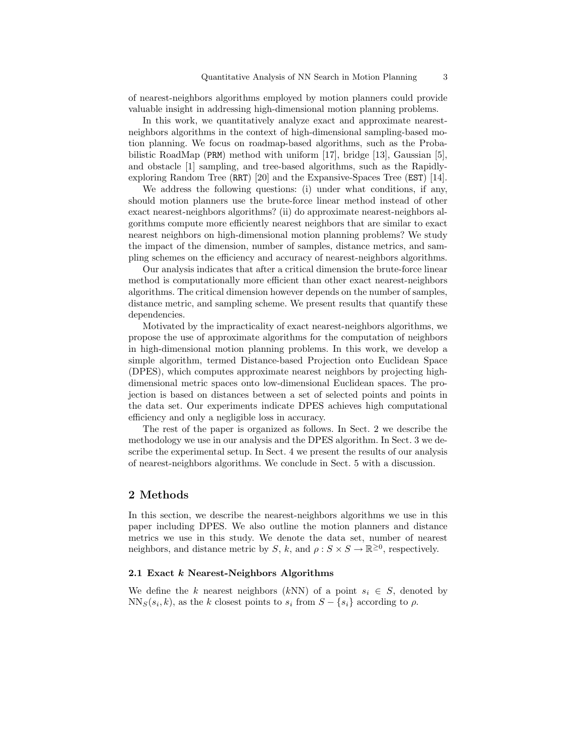of nearest-neighbors algorithms employed by motion planners could provide valuable insight in addressing high-dimensional motion planning problems.

In this work, we quantitatively analyze exact and approximate nearest-neighbors algorithms in the context of high-dimensional sampling-based motion planning. We focus on roadmap-based algorithms, such as the Probabilistic RoadMap (PRM) method with uniform [17], bridge [13], Gaussian [5], and obstacle [1] sampling, and tree-based algorithms, such as the Rapidly-exploring Random Tree (RRT) [20] and the Expansive-Spaces Tree (EST) [14].

We address the following questions: (i) under what conditions, if any, should motion planners use the brute-force linear method instead of other exact nearest-neighbors algorithms? (ii) do approximate nearest-neighbors algorithms compute more efficiently nearest neighbors that are similar to exact nearest neighbors on high-dimensional motion planning problems? We study the impact of the dimension, number of samples, distance metrics, and sampling schemes on the efficiency and accuracy of nearest-neighbors algorithms.

Our analysis indicates that after a critical dimension the brute-force linear method is computationally more efficient than other exact nearest-neighbors algorithms. The critical dimension however depends on the number of samples, distance metric, and sampling scheme. We present results that quantify these dependencies.

Motivated by the impracticality of exact nearest-neighbors algorithms, we propose the use of approximate algorithms for the computation of neighbors in high-dimensional motion planning problems. In this work, we develop a simple algorithm, termed Distance-based Projection onto Euclidean Space (DPES), which computes approximate nearest neighbors by projecting high-dimensional metric spaces onto low-dimensional Euclidean spaces. The projection is based on distances between a set of selected points and points in the data set. Our experiments indicate DPES achieves high computational efficiency and only a negligible loss in accuracy.

The rest of the paper is organized as follows. In Sect. 2 we describe the methodology we use in our analysis and the DPES algorithm. In Sect. 3 we describe the experimental setup. In Sect. 4 we present the results of our analysis of nearest-neighbors algorithms. We conclude in Sect. 5 with a discussion.

## 2 Methods

In this section, we describe the nearest-neighbors algorithms we use in this paper including DPES. We also outline the motion planners and distance metrics we use in this study. We denote the data set, number of nearest neighbors, and distance metric by $S$, $k$, and $\rho : S \times S \rightarrow \mathbb{R}^{\geq 0}$, respectively.

### 2.1 Exact $k$ Nearest-Neighbors Algorithms

We define the $k$ nearest neighbors ($k$NN) of a point $s_i \in S$, denoted by $\mathrm{NN}_S(s_i, k)$, as the $k$ closest points to $s_i$ from $S - \{s_i\}$ according to $\rho$.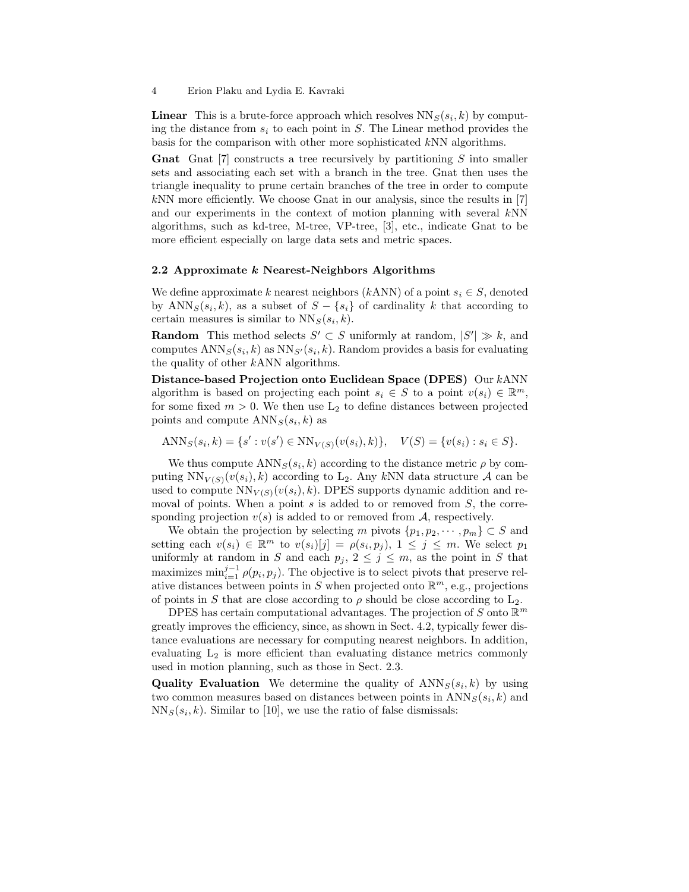**Linear** This is a brute-force approach which resolves $\mathrm{NN}_S(s_i, k)$ by computing the distance from $s_i$ to each point in $S$. The Linear method provides the basis for the comparison with other more sophisticated $k$NN algorithms.

**Gnat** Gnat [7] constructs a tree recursively by partitioning $S$ into smaller sets and associating each set with a branch in the tree. Gnat then uses the triangle inequality to prune certain branches of the tree in order to compute $k$NN more efficiently. We choose Gnat in our analysis, since the results in [7] and our experiments in the context of motion planning with several $k$NN algorithms, such as kd-tree, M-tree, VP-tree, [3], etc., indicate Gnat to be more efficient especially on large data sets and metric spaces.

### 2.2 Approximate $k$ Nearest-Neighbors Algorithms

We define approximate $k$ nearest neighbors ($k$ANN) of a point $s_i \in S$, denoted by $\mathrm{ANN}_S(s_i, k)$, as a subset of $S - \{s_i\}$ of cardinality $k$ that according to certain measures is similar to $\mathrm{NN}_S(s_i, k)$.

**Random** This method selects $S' \subset S$ uniformly at random, $|S'| \gg k$, and computes $\mathrm{ANN}_S(s_i, k)$ as $\mathrm{NN}_{S'}(s_i, k)$. Random provides a basis for evaluating the quality of other $k$ANN algorithms.

**Distance-based Projection onto Euclidean Space (DPES)** Our $k$ANN algorithm is based on projecting each point $s_i \in S$ to a point $v(s_i) \in \mathbb{R}^m$, for some fixed $m > 0$. We then use $\mathrm{L}_2$ to define distances between projected points and compute $\mathrm{ANN}_S(s_i, k)$ as

$$\mathrm{ANN}_S(s_i, k) = \{s' : v(s') \in \mathrm{NN}_{V(S)}(v(s_i), k)\}, \quad V(S) = \{v(s_i) : s_i \in S\}.$$

We thus compute $\mathrm{ANN}_S(s_i, k)$ according to the distance metric $\rho$ by computing $\mathrm{NN}_{V(S)}(v(s_i), k)$ according to $\mathrm{L}_2$. Any $k$NN data structure $\mathcal{A}$ can be used to compute $\mathrm{NN}_{V(S)}(v(s_i), k)$. DPES supports dynamic addition and removal of points. When a point $s$ is added to or removed from $S$, the corresponding projection $v(s)$ is added to or removed from $\mathcal{A}$, respectively.

We obtain the projection by selecting $m$ pivots $\{p_1, p_2, \cdots, p_m\} \subset S$ and setting each $v(s_i) \in \mathbb{R}^m$ to $v(s_i)[j] = \rho(s_i, p_j)$, $1 \le j \le m$. We select $p_1$ uniformly at random in $S$ and each $p_j$, $2 \le j \le m$, as the point in $S$ that maximizes $\min_{i=1}^{j-1} \rho(p_i, p_j)$. The objective is to select pivots that preserve relative distances between points in $S$ when projected onto $\mathbb{R}^m$, e.g., projections of points in $S$ that are close according to $\rho$ should be close according to $\mathrm{L}_2$.

DPES has certain computational advantages. The projection of $S$ onto $\mathbb{R}^m$ greatly improves the efficiency, since, as shown in Sect. 4.2, typically fewer distance evaluations are necessary for computing nearest neighbors. In addition, evaluating $\mathrm{L}_2$ is more efficient than evaluating distance metrics commonly used in motion planning, such as those in Sect. 2.3.

**Quality Evaluation** We determine the quality of $\mathrm{ANN}_S(s_i, k)$ by using two common measures based on distances between points in $\mathrm{ANN}_S(s_i, k)$ and $\mathrm{NN}_S(s_i, k)$. Similar to [10], we use the ratio of false dismissals: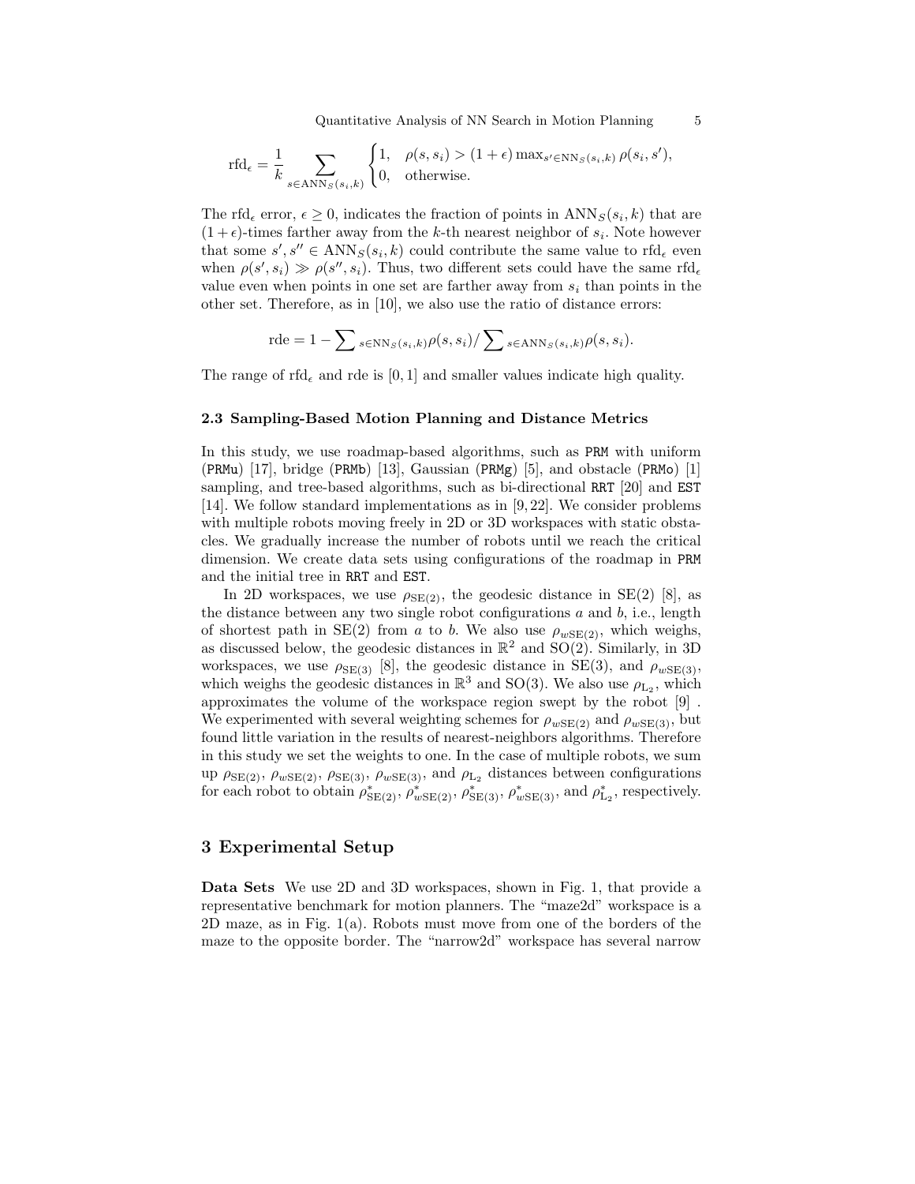$$\mathrm{rfd}_\epsilon = \frac{1}{k} \sum_{s \in \mathrm{ANN}_S(s_i,k)} \begin{cases} 1, & \rho(s, s_i) > (1+\epsilon) \max_{s' \in \mathrm{NN}_S(s_i,k)} \rho(s_i, s'), \\ 0, & \text{otherwise.} \end{cases}$$

The $\mathrm{rfd}_\epsilon$ error, $\epsilon \geq 0$, indicates the fraction of points in $\mathrm{ANN}_S(s_i, k)$ that are $(1+\epsilon)$-times farther away from the $k$-th nearest neighbor of $s_i$. Note however that some $s', s'' \in \mathrm{ANN}_S(s_i, k)$ could contribute the same value to $\mathrm{rfd}_\epsilon$ even when $\rho(s', s_i) \gg \rho(s'', s_i)$. Thus, two different sets could have the same $\mathrm{rfd}_\epsilon$ value even when points in one set are farther away from $s_i$ than points in the other set. Therefore, as in [10], we also use the ratio of distance errors:

$$\mathrm{rde} = 1 - \sum\nolimits_{s \in \mathrm{NN}_S(s_i,k)} \rho(s, s_i) / \sum\nolimits_{s \in \mathrm{ANN}_S(s_i,k)} \rho(s, s_i).$$

The range of $\mathrm{rfd}_\epsilon$ and rde is $[0, 1]$ and smaller values indicate high quality.

### 2.3 Sampling-Based Motion Planning and Distance Metrics

In this study, we use roadmap-based algorithms, such as PRM with uniform (PRMu) [17], bridge (PRMb) [13], Gaussian (PRMg) [5], and obstacle (PRMo) [1] sampling, and tree-based algorithms, such as bi-directional RRT [20] and EST [14]. We follow standard implementations as in [9, 22]. We consider problems with multiple robots moving freely in 2D or 3D workspaces with static obstacles. We gradually increase the number of robots until we reach the critical dimension. We create data sets using configurations of the roadmap in PRM and the initial tree in RRT and EST.

In 2D workspaces, we use $\rho_{\mathrm{SE}(2)}$, the geodesic distance in SE(2) [8], as the distance between any two single robot configurations $a$ and $b$, i.e., length of shortest path in SE(2) from $a$ to $b$. We also use $\rho_{w\mathrm{SE}(2)}$, which weighs, as discussed below, the geodesic distances in $\mathbb{R}^2$ and SO(2). Similarly, in 3D workspaces, we use $\rho_{\mathrm{SE}(3)}$ [8], the geodesic distance in SE(3), and $\rho_{w\mathrm{SE}(3)}$, which weighs the geodesic distances in $\mathbb{R}^3$ and SO(3). We also use $\rho_{\mathrm{L}_2}$, which approximates the volume of the workspace region swept by the robot [9] . We experimented with several weighting schemes for $\rho_{w\mathrm{SE}(2)}$ and $\rho_{w\mathrm{SE}(3)}$, but found little variation in the results of nearest-neighbors algorithms. Therefore in this study we set the weights to one. In the case of multiple robots, we sum up $\rho_{\mathrm{SE}(2)}$, $\rho_{w\mathrm{SE}(2)}$, $\rho_{\mathrm{SE}(3)}$, $\rho_{w\mathrm{SE}(3)}$, and $\rho_{\mathrm{L}_2}$ distances between configurations for each robot to obtain $\rho^*_{\mathrm{SE}(2)}$, $\rho^*_{w\mathrm{SE}(2)}$, $\rho^*_{\mathrm{SE}(3)}$, $\rho^*_{w\mathrm{SE}(3)}$, and $\rho^*_{\mathrm{L}_2}$, respectively.

## 3 Experimental Setup

**Data Sets** We use 2D and 3D workspaces, shown in Fig. 1, that provide a representative benchmark for motion planners. The "maze2d" workspace is a 2D maze, as in Fig. 1(a). Robots must move from one of the borders of the maze to the opposite border. The "narrow2d" workspace has several narrow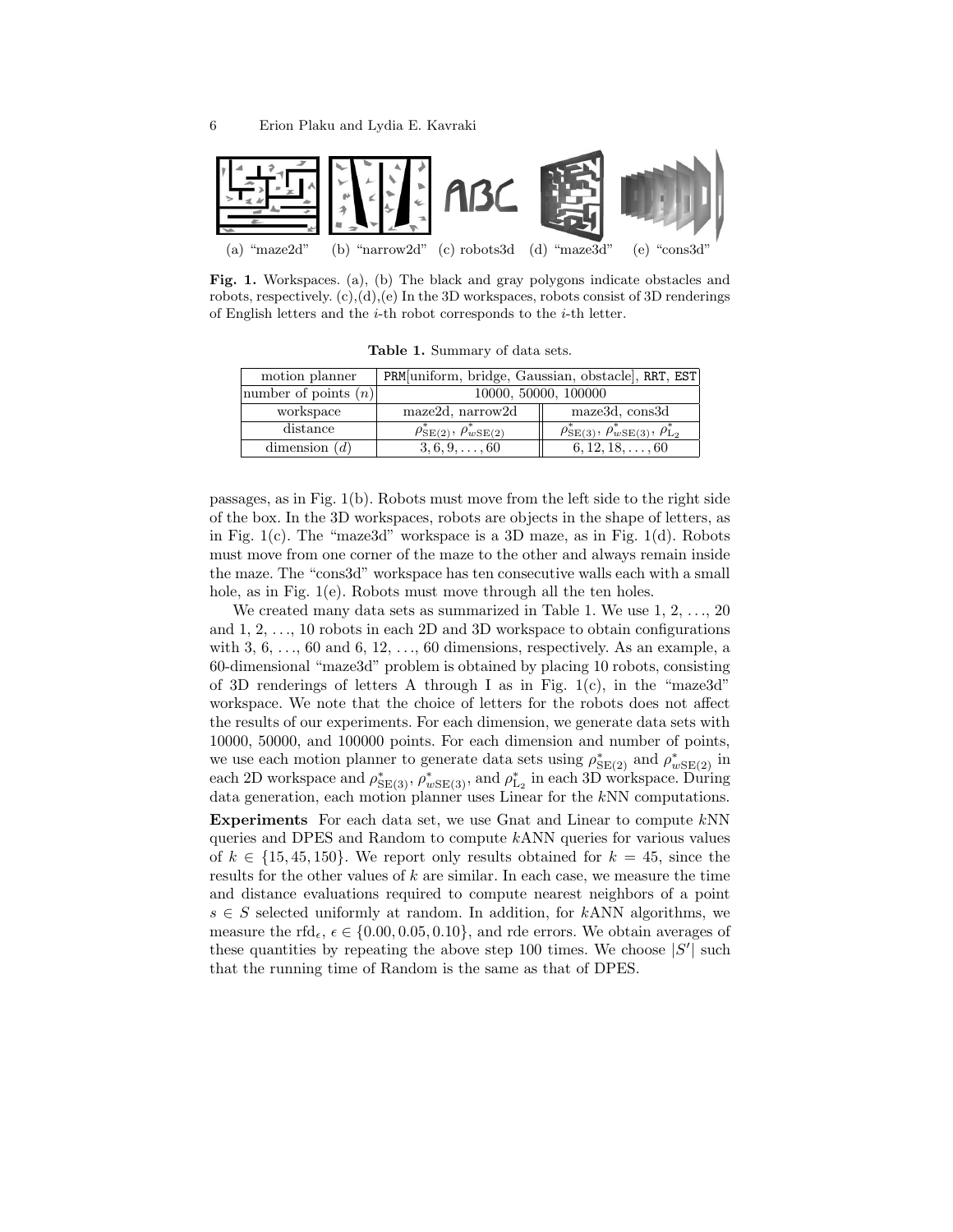(a) "maze2d" (b) "narrow2d" (c) robots3d (d) "maze3d" (e) "cons3d"

**Fig. 1.** Workspaces. (a), (b) The black and gray polygons indicate obstacles and robots, respectively. (c),(d),(e) In the 3D workspaces, robots consist of 3D renderings of English letters and the $i$-th robot corresponds to the $i$-th letter.

**Table 1.** Summary of data sets.

| motion planner | PRM[uniform, bridge, Gaussian, obstacle], RRT, EST | |
|---|---|---|
| number of points ($n$) | 10000, 50000, 100000 | |
| workspace | maze2d, narrow2d | maze3d, cons3d |
| distance | $\rho^*_{\mathrm{SE}(2)}$, $\rho^*_{w\mathrm{SE}(2)}$ | $\rho^*_{\mathrm{SE}(3)}$, $\rho^*_{w\mathrm{SE}(3)}$, $\rho^*_{\mathrm{L}_2}$ |
| dimension ($d$) | $3, 6, 9, \ldots, 60$ | $6, 12, 18, \ldots, 60$ |

passages, as in Fig. 1(b). Robots must move from the left side to the right side of the box. In the 3D workspaces, robots are objects in the shape of letters, as in Fig. 1(c). The "maze3d" workspace is a 3D maze, as in Fig. 1(d). Robots must move from one corner of the maze to the other and always remain inside the maze. The "cons3d" workspace has ten consecutive walls each with a small hole, as in Fig. 1(e). Robots must move through all the ten holes.

We created many data sets as summarized in Table 1. We use 1, 2, ..., 20 and 1, 2, ..., 10 robots in each 2D and 3D workspace to obtain configurations with 3, 6, ..., 60 and 6, 12, ..., 60 dimensions, respectively. As an example, a 60-dimensional "maze3d" problem is obtained by placing 10 robots, consisting of 3D renderings of letters A through I as in Fig. 1(c), in the "maze3d" workspace. We note that the choice of letters for the robots does not affect the results of our experiments. For each dimension, we generate data sets with 10000, 50000, and 100000 points. For each dimension and number of points, we use each motion planner to generate data sets using $\rho^*_{\mathrm{SE}(2)}$ and $\rho^*_{w\mathrm{SE}(2)}$ in each 2D workspace and $\rho^*_{\mathrm{SE}(3)}$, $\rho^*_{w\mathrm{SE}(3)}$, and $\rho^*_{\mathrm{L}_2}$ in each 3D workspace. During data generation, each motion planner uses Linear for the $k$NN computations.

**Experiments** For each data set, we use Gnat and Linear to compute $k$NN queries and DPES and Random to compute $k$ANN queries for various values of $k \in \{15, 45, 150\}$. We report only results obtained for $k = 45$, since the results for the other values of $k$ are similar. In each case, we measure the time and distance evaluations required to compute nearest neighbors of a point $s \in S$ selected uniformly at random. In addition, for $k$ANN algorithms, we measure the rfd$_\epsilon$, $\epsilon \in \{0.00, 0.05, 0.10\}$, and rde errors. We obtain averages of these quantities by repeating the above step 100 times. We choose $|S'|$ such that the running time of Random is the same as that of DPES.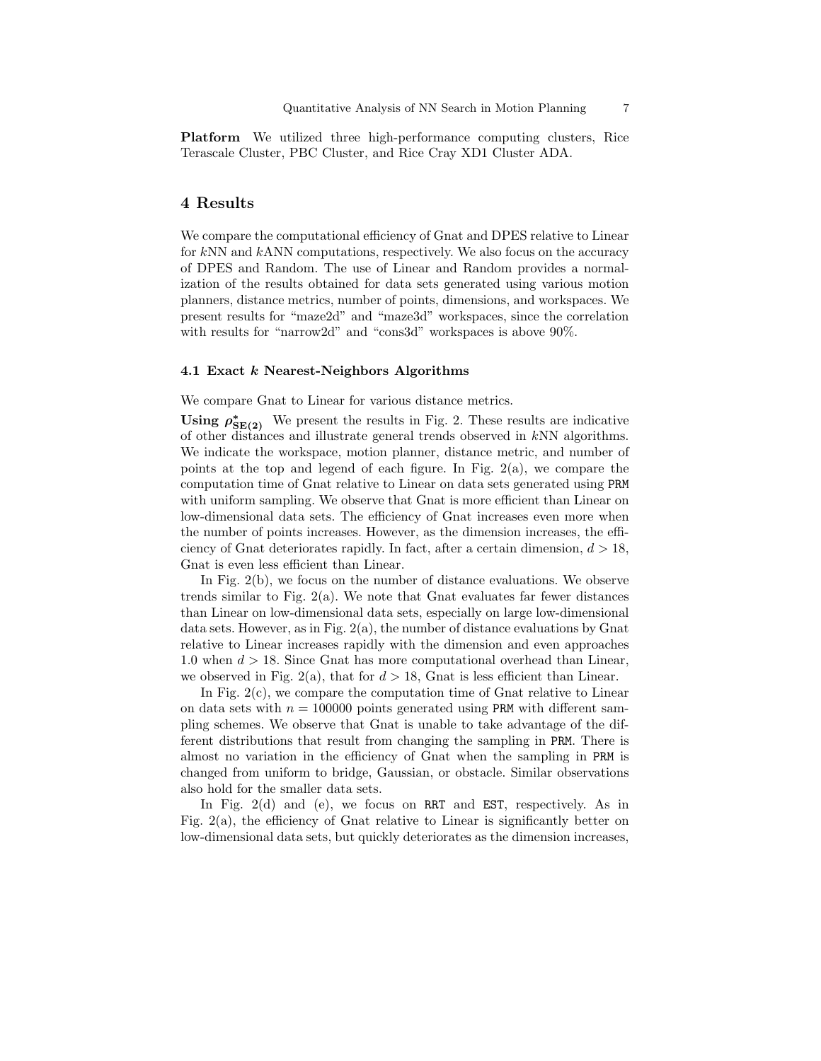**Platform** We utilized three high-performance computing clusters, Rice Terascale Cluster, PBC Cluster, and Rice Cray XD1 Cluster ADA.

## 4 Results

We compare the computational efficiency of Gnat and DPES relative to Linear for $k$NN and $k$ANN computations, respectively. We also focus on the accuracy of DPES and Random. The use of Linear and Random provides a normalization of the results obtained for data sets generated using various motion planners, distance metrics, number of points, dimensions, and workspaces. We present results for "maze2d" and "maze3d" workspaces, since the correlation with results for "narrow2d" and "cons3d" workspaces is above 90%.

### 4.1 Exact $k$ Nearest-Neighbors Algorithms

We compare Gnat to Linear for various distance metrics.

**Using $\rho^*_{\mathbf{SE(2)}}$** We present the results in Fig. 2. These results are indicative of other distances and illustrate general trends observed in $k$NN algorithms. We indicate the workspace, motion planner, distance metric, and number of points at the top and legend of each figure. In Fig. 2(a), we compare the computation time of Gnat relative to Linear on data sets generated using PRM with uniform sampling. We observe that Gnat is more efficient than Linear on low-dimensional data sets. The efficiency of Gnat increases even more when the number of points increases. However, as the dimension increases, the efficiency of Gnat deteriorates rapidly. In fact, after a certain dimension, $d > 18$, Gnat is even less efficient than Linear.

In Fig. 2(b), we focus on the number of distance evaluations. We observe trends similar to Fig. 2(a). We note that Gnat evaluates far fewer distances than Linear on low-dimensional data sets, especially on large low-dimensional data sets. However, as in Fig. 2(a), the number of distance evaluations by Gnat relative to Linear increases rapidly with the dimension and even approaches 1.0 when $d > 18$. Since Gnat has more computational overhead than Linear, we observed in Fig. 2(a), that for $d > 18$, Gnat is less efficient than Linear.

In Fig. 2(c), we compare the computation time of Gnat relative to Linear on data sets with $n = 100000$ points generated using PRM with different sampling schemes. We observe that Gnat is unable to take advantage of the different distributions that result from changing the sampling in PRM. There is almost no variation in the efficiency of Gnat when the sampling in PRM is changed from uniform to bridge, Gaussian, or obstacle. Similar observations also hold for the smaller data sets.

In Fig. 2(d) and (e), we focus on RRT and EST, respectively. As in Fig. 2(a), the efficiency of Gnat relative to Linear is significantly better on low-dimensional data sets, but quickly deteriorates as the dimension increases,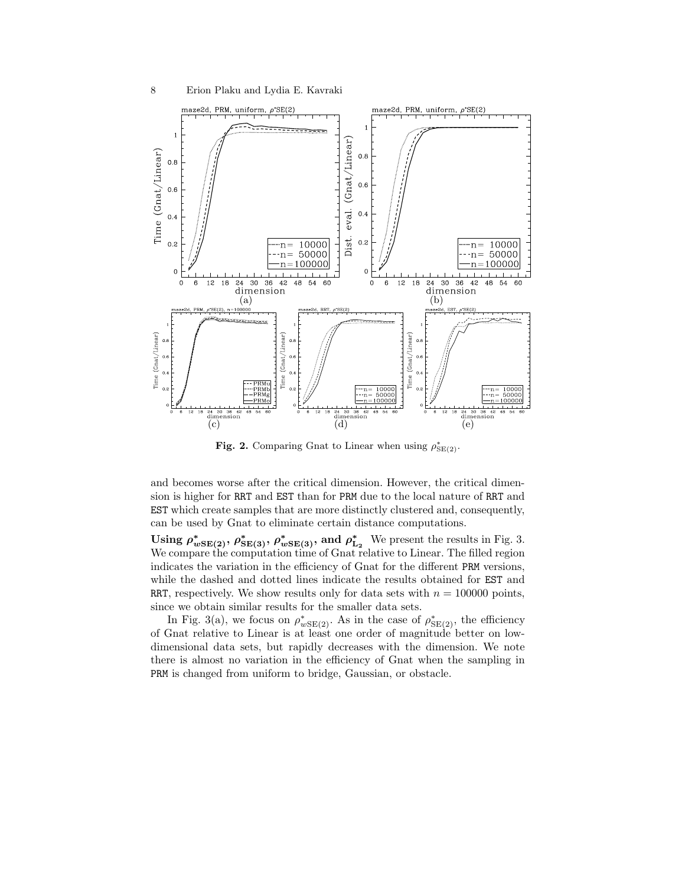Fig. 2. Comparing Gnat to Linear when using $\rho^*_{\mathrm{SE}(2)}$.

and becomes worse after the critical dimension. However, the critical dimension is higher for RRT and EST than for PRM due to the local nature of RRT and EST which create samples that are more distinctly clustered and, consequently, can be used by Gnat to eliminate certain distance computations.

**Using $\rho^*_{w\mathrm{SE(2)}}$, $\rho^*_{\mathrm{SE(3)}}$, $\rho^*_{w\mathrm{SE(3)}}$, and $\rho^*_{\mathrm{L_2}}$** We present the results in Fig. 3. We compare the computation time of Gnat relative to Linear. The filled region indicates the variation in the efficiency of Gnat for the different PRM versions, while the dashed and dotted lines indicate the results obtained for EST and RRT, respectively. We show results only for data sets with $n = 100000$ points, since we obtain similar results for the smaller data sets.

In Fig. 3(a), we focus on $\rho^*_{w\mathrm{SE}(2)}$. As in the case of $\rho^*_{\mathrm{SE}(2)}$, the efficiency of Gnat relative to Linear is at least one order of magnitude better on low-dimensional data sets, but rapidly decreases with the dimension. We note there is almost no variation in the efficiency of Gnat when the sampling in PRM is changed from uniform to bridge, Gaussian, or obstacle.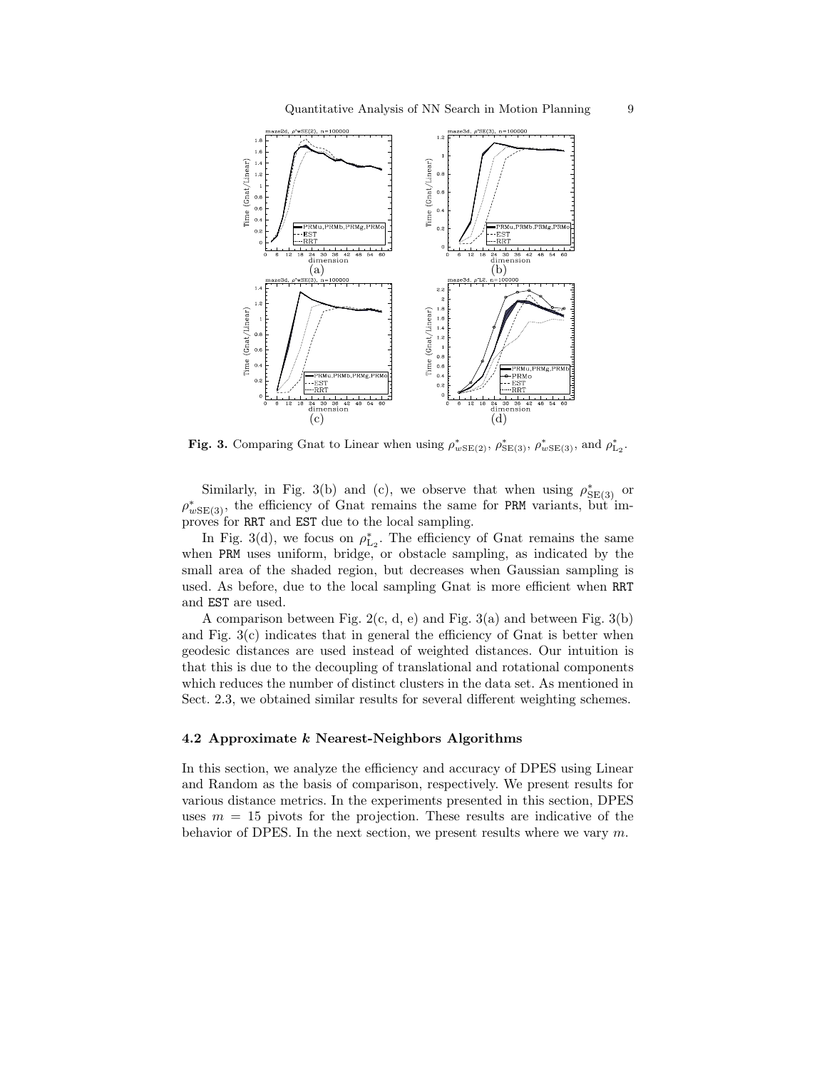**Fig. 3.** Comparing Gnat to Linear when using $\rho^*_{w\text{SE}(2)}$, $\rho^*_{\text{SE}(3)}$, $\rho^*_{w\text{SE}(3)}$, and $\rho^*_{\text{L}_2}$.

Similarly, in Fig. 3(b) and (c), we observe that when using $\rho^*_{\text{SE}(3)}$ or $\rho^*_{w\text{SE}(3)}$, the efficiency of Gnat remains the same for PRM variants, but improves for RRT and EST due to the local sampling.

In Fig. 3(d), we focus on $\rho^*_{\text{L}_2}$. The efficiency of Gnat remains the same when PRM uses uniform, bridge, or obstacle sampling, as indicated by the small area of the shaded region, but decreases when Gaussian sampling is used. As before, due to the local sampling Gnat is more efficient when RRT and EST are used.

A comparison between Fig. 2(c, d, e) and Fig. 3(a) and between Fig. 3(b) and Fig. 3(c) indicates that in general the efficiency of Gnat is better when geodesic distances are used instead of weighted distances. Our intuition is that this is due to the decoupling of translational and rotational components which reduces the number of distinct clusters in the data set. As mentioned in Sect. 2.3, we obtained similar results for several different weighting schemes.

### 4.2 Approximate $k$ Nearest-Neighbors Algorithms

In this section, we analyze the efficiency and accuracy of DPES using Linear and Random as the basis of comparison, respectively. We present results for various distance metrics. In the experiments presented in this section, DPES uses $m = 15$ pivots for the projection. These results are indicative of the behavior of DPES. In the next section, we present results where we vary $m$.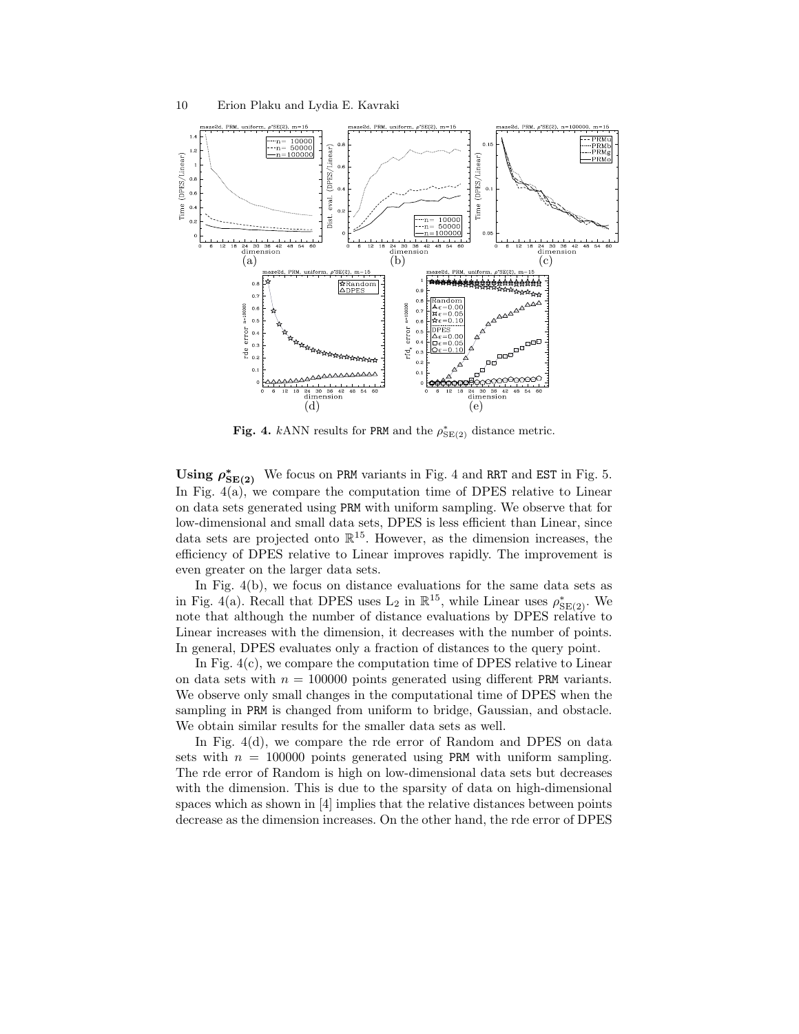**Fig. 4.** $k$ANN results for PRM and the $\rho^*_{\mathrm{SE}(2)}$ distance metric.

**Using $\rho^*_{\mathbf{SE(2)}}$** We focus on PRM variants in Fig. 4 and RRT and EST in Fig. 5. In Fig. 4(a), we compare the computation time of DPES relative to Linear on data sets generated using PRM with uniform sampling. We observe that for low-dimensional and small data sets, DPES is less efficient than Linear, since data sets are projected onto $\mathbb{R}^{15}$. However, as the dimension increases, the efficiency of DPES relative to Linear improves rapidly. The improvement is even greater on the larger data sets.

In Fig. 4(b), we focus on distance evaluations for the same data sets as in Fig. 4(a). Recall that DPES uses $\mathrm{L}_2$ in $\mathbb{R}^{15}$, while Linear uses $\rho^*_{\mathrm{SE}(2)}$. We note that although the number of distance evaluations by DPES relative to Linear increases with the dimension, it decreases with the number of points. In general, DPES evaluates only a fraction of distances to the query point.

In Fig. 4(c), we compare the computation time of DPES relative to Linear on data sets with $n = 100000$ points generated using different PRM variants. We observe only small changes in the computational time of DPES when the sampling in PRM is changed from uniform to bridge, Gaussian, and obstacle. We obtain similar results for the smaller data sets as well.

In Fig. 4(d), we compare the rde error of Random and DPES on data sets with $n = 100000$ points generated using PRM with uniform sampling. The rde error of Random is high on low-dimensional data sets but decreases with the dimension. This is due to the sparsity of data on high-dimensional spaces which as shown in [4] implies that the relative distances between points decrease as the dimension increases. On the other hand, the rde error of DPES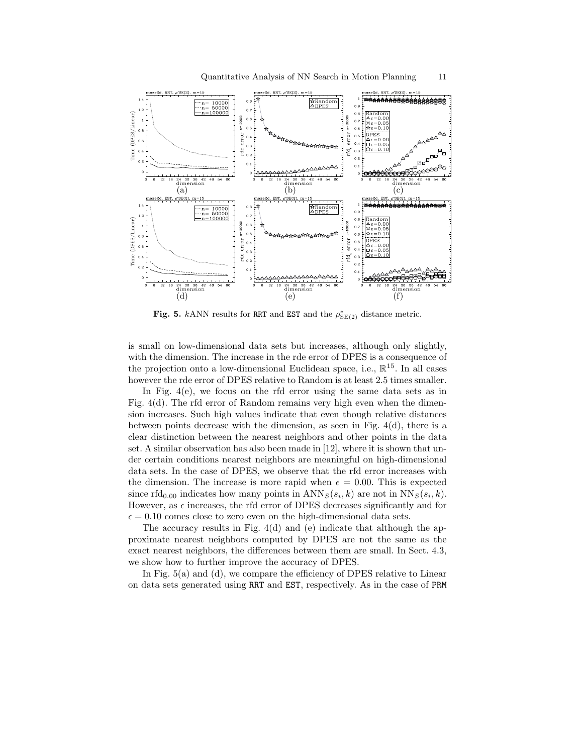**Fig. 5.** $k$ANN results for RRT and EST and the $\rho^*_{\mathrm{SE}(2)}$ distance metric.

is small on low-dimensional data sets but increases, although only slightly, with the dimension. The increase in the rde error of DPES is a consequence of the projection onto a low-dimensional Euclidean space, i.e., $\mathbb{R}^{15}$. In all cases however the rde error of DPES relative to Random is at least 2.5 times smaller.

In Fig. 4(e), we focus on the rfd error using the same data sets as in Fig. 4(d). The rfd error of Random remains very high even when the dimension increases. Such high values indicate that even though relative distances between points decrease with the dimension, as seen in Fig. 4(d), there is a clear distinction between the nearest neighbors and other points in the data set. A similar observation has also been made in [12], where it is shown that under certain conditions nearest neighbors are meaningful on high-dimensional data sets. In the case of DPES, we observe that the rfd error increases with the dimension. The increase is more rapid when $\epsilon = 0.00$. This is expected since $\mathrm{rfd}_{0.00}$ indicates how many points in $\mathrm{ANN}_S(s_i, k)$ are not in $\mathrm{NN}_S(s_i, k)$. However, as $\epsilon$ increases, the rfd error of DPES decreases significantly and for $\epsilon = 0.10$ comes close to zero even on the high-dimensional data sets.

The accuracy results in Fig. 4(d) and (e) indicate that although the approximate nearest neighbors computed by DPES are not the same as the exact nearest neighbors, the differences between them are small. In Sect. 4.3, we show how to further improve the accuracy of DPES.

In Fig. 5(a) and (d), we compare the efficiency of DPES relative to Linear on data sets generated using RRT and EST, respectively. As in the case of PRM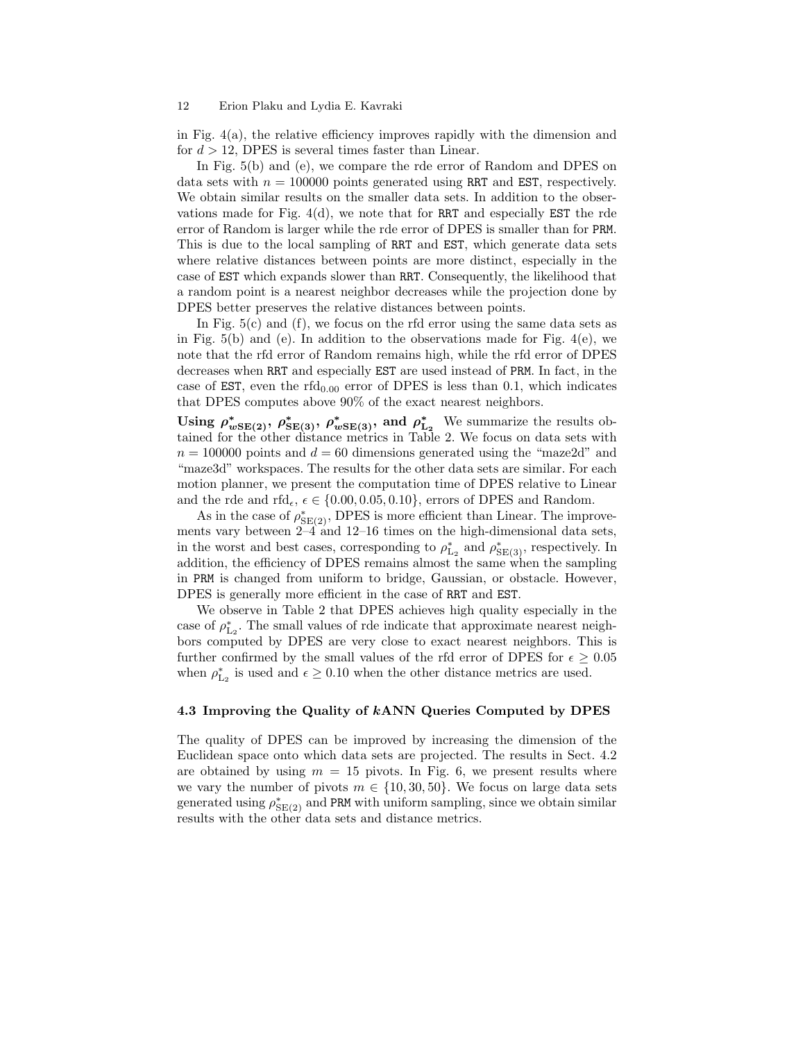in Fig. 4(a), the relative efficiency improves rapidly with the dimension and for $d > 12$, DPES is several times faster than Linear.

In Fig. 5(b) and (e), we compare the rde error of Random and DPES on data sets with $n = 100000$ points generated using RRT and EST, respectively. We obtain similar results on the smaller data sets. In addition to the observations made for Fig. 4(d), we note that for RRT and especially EST the rde error of Random is larger while the rde error of DPES is smaller than for PRM. This is due to the local sampling of RRT and EST, which generate data sets where relative distances between points are more distinct, especially in the case of EST which expands slower than RRT. Consequently, the likelihood that a random point is a nearest neighbor decreases while the projection done by DPES better preserves the relative distances between points.

In Fig. 5(c) and (f), we focus on the rfd error using the same data sets as in Fig. 5(b) and (e). In addition to the observations made for Fig. 4(e), we note that the rfd error of Random remains high, while the rfd error of DPES decreases when RRT and especially EST are used instead of PRM. In fact, in the case of EST, even the $\text{rfd}_{0.00}$ error of DPES is less than 0.1, which indicates that DPES computes above 90% of the exact nearest neighbors.

**Using $\rho^*_{w\text{SE}(2)}$, $\rho^*_{\text{SE}(3)}$, $\rho^*_{w\text{SE}(3)}$, and $\rho^*_{\text{L}_2}$** We summarize the results obtained for the other distance metrics in Table 2. We focus on data sets with $n = 100000$ points and $d = 60$ dimensions generated using the "maze2d" and "maze3d" workspaces. The results for the other data sets are similar. For each motion planner, we present the computation time of DPES relative to Linear and the rde and $\text{rfd}_\epsilon$, $\epsilon \in \{0.00, 0.05, 0.10\}$, errors of DPES and Random.

As in the case of $\rho^*_{\text{SE}(2)}$, DPES is more efficient than Linear. The improvements vary between 2–4 and 12–16 times on the high-dimensional data sets, in the worst and best cases, corresponding to $\rho^*_{\text{L}_2}$ and $\rho^*_{\text{SE}(3)}$, respectively. In addition, the efficiency of DPES remains almost the same when the sampling in PRM is changed from uniform to bridge, Gaussian, or obstacle. However, DPES is generally more efficient in the case of RRT and EST.

We observe in Table 2 that DPES achieves high quality especially in the case of $\rho^*_{\text{L}_2}$. The small values of rde indicate that approximate nearest neighbors computed by DPES are very close to exact nearest neighbors. This is further confirmed by the small values of the rfd error of DPES for $\epsilon \geq 0.05$ when $\rho^*_{\text{L}_2}$ is used and $\epsilon \geq 0.10$ when the other distance metrics are used.

### 4.3 Improving the Quality of *k*ANN Queries Computed by DPES

The quality of DPES can be improved by increasing the dimension of the Euclidean space onto which data sets are projected. The results in Sect. 4.2 are obtained by using $m = 15$ pivots. In Fig. 6, we present results where we vary the number of pivots $m \in \{10, 30, 50\}$. We focus on large data sets generated using $\rho^*_{\text{SE}(2)}$ and PRM with uniform sampling, since we obtain similar results with the other data sets and distance metrics.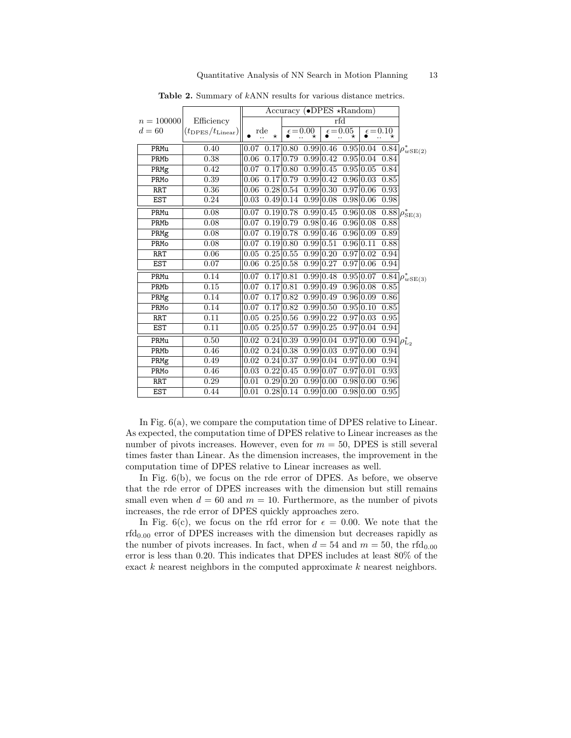**Table 2.** Summary of $k$ANN results for various distance metrics.

| $n = 100000$ $d = 60$ | Efficiency ($t_{\text{DPES}}/t_{\text{Linear}}$) | Accuracy (•DPES ⋆Random) rde • | rde ⋆ | rfd $\epsilon=0.00$ • | rfd $\epsilon=0.00$ ⋆ | rfd $\epsilon=0.05$ • | rfd $\epsilon=0.05$ ⋆ | rfd $\epsilon=0.10$ • | rfd $\epsilon=0.10$ ⋆ | |
|---|---|---|---|---|---|---|---|---|---|---|
| PRMu | 0.40 | 0.07 | 0.17 | 0.80 | 0.99 | 0.46 | 0.95 | 0.04 | 0.84 | $\rho^*_{w\text{SE}(2)}$ |
| PRMb | 0.38 | 0.06 | 0.17 | 0.79 | 0.99 | 0.42 | 0.95 | 0.04 | 0.84 | |
| PRMg | 0.42 | 0.07 | 0.17 | 0.80 | 0.99 | 0.45 | 0.95 | 0.05 | 0.84 | |
| PRMo | 0.39 | 0.06 | 0.17 | 0.79 | 0.99 | 0.42 | 0.96 | 0.03 | 0.85 | |
| RRT | 0.36 | 0.06 | 0.28 | 0.54 | 0.99 | 0.30 | 0.97 | 0.06 | 0.93 | |
| EST | 0.24 | 0.03 | 0.49 | 0.14 | 0.99 | 0.08 | 0.98 | 0.06 | 0.98 | |
| PRMu | 0.08 | 0.07 | 0.19 | 0.78 | 0.99 | 0.45 | 0.96 | 0.08 | 0.88 | $\rho^*_{\text{SE}(3)}$ |
| PRMb | 0.08 | 0.07 | 0.19 | 0.79 | 0.98 | 0.46 | 0.96 | 0.08 | 0.88 | |
| PRMg | 0.08 | 0.07 | 0.19 | 0.78 | 0.99 | 0.46 | 0.96 | 0.09 | 0.89 | |
| PRMo | 0.08 | 0.07 | 0.19 | 0.80 | 0.99 | 0.51 | 0.96 | 0.11 | 0.88 | |
| RRT | 0.06 | 0.05 | 0.25 | 0.55 | 0.99 | 0.20 | 0.97 | 0.02 | 0.94 | |
| EST | 0.07 | 0.06 | 0.25 | 0.58 | 0.99 | 0.27 | 0.97 | 0.06 | 0.94 | |
| PRMu | 0.14 | 0.07 | 0.17 | 0.81 | 0.99 | 0.48 | 0.95 | 0.07 | 0.84 | $\rho^*_{w\text{SE}(3)}$ |
| PRMb | 0.15 | 0.07 | 0.17 | 0.81 | 0.99 | 0.49 | 0.96 | 0.08 | 0.85 | |
| PRMg | 0.14 | 0.07 | 0.17 | 0.82 | 0.99 | 0.49 | 0.96 | 0.09 | 0.86 | |
| PRMo | 0.14 | 0.07 | 0.17 | 0.82 | 0.99 | 0.50 | 0.95 | 0.10 | 0.85 | |
| RRT | 0.11 | 0.05 | 0.25 | 0.56 | 0.99 | 0.22 | 0.97 | 0.03 | 0.95 | |
| EST | 0.11 | 0.05 | 0.25 | 0.57 | 0.99 | 0.25 | 0.97 | 0.04 | 0.94 | |
| PRMu | 0.50 | 0.02 | 0.24 | 0.39 | 0.99 | 0.04 | 0.97 | 0.00 | 0.94 | $\rho^*_{\text{L}_2}$ |
| PRMb | 0.46 | 0.02 | 0.24 | 0.38 | 0.99 | 0.03 | 0.97 | 0.00 | 0.94 | |
| PRMg | 0.49 | 0.02 | 0.24 | 0.37 | 0.99 | 0.04 | 0.97 | 0.00 | 0.94 | |
| PRMo | 0.46 | 0.03 | 0.22 | 0.45 | 0.99 | 0.07 | 0.97 | 0.01 | 0.93 | |
| RRT | 0.29 | 0.01 | 0.29 | 0.20 | 0.99 | 0.00 | 0.98 | 0.00 | 0.96 | |
| EST | 0.44 | 0.01 | 0.28 | 0.14 | 0.99 | 0.00 | 0.98 | 0.00 | 0.95 | |

In Fig. 6(a), we compare the computation time of DPES relative to Linear. As expected, the computation time of DPES relative to Linear increases as the number of pivots increases. However, even for $m = 50$, DPES is still several times faster than Linear. As the dimension increases, the improvement in the computation time of DPES relative to Linear increases as well.

In Fig. 6(b), we focus on the rde error of DPES. As before, we observe that the rde error of DPES increases with the dimension but still remains small even when $d = 60$ and $m = 10$. Furthermore, as the number of pivots increases, the rde error of DPES quickly approaches zero.

In Fig. 6(c), we focus on the rfd error for $\epsilon = 0.00$. We note that the $\text{rfd}_{0.00}$ error of DPES increases with the dimension but decreases rapidly as the number of pivots increases. In fact, when $d = 54$ and $m = 50$, the $\text{rfd}_{0.00}$ error is less than 0.20. This indicates that DPES includes at least 80% of the exact $k$ nearest neighbors in the computed approximate $k$ nearest neighbors.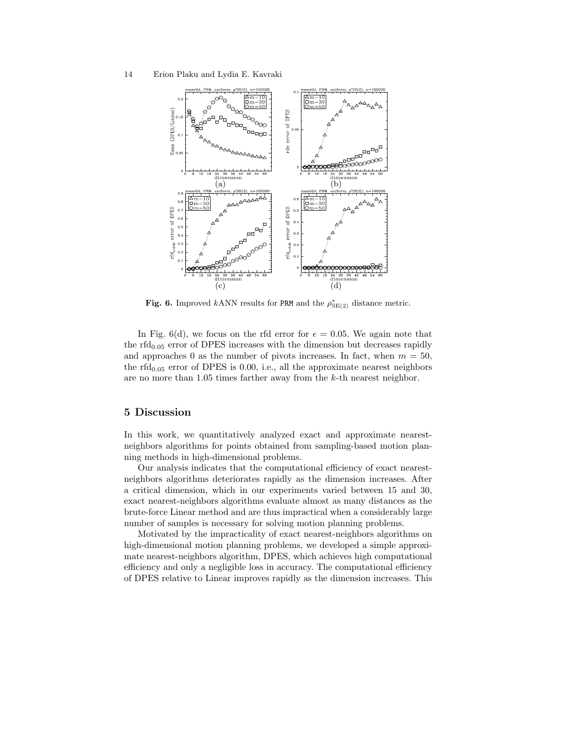**Fig. 6.** Improved $k$ANN results for PRM and the $\rho^*_{\mathrm{SE}(2)}$ distance metric.

In Fig. 6(d), we focus on the rfd error for $\epsilon = 0.05$. We again note that the $\mathrm{rfd}_{0.05}$ error of DPES increases with the dimension but decreases rapidly and approaches 0 as the number of pivots increases. In fact, when $m = 50$, the $\mathrm{rfd}_{0.05}$ error of DPES is 0.00, i.e., all the approximate nearest neighbors are no more than 1.05 times farther away from the $k$-th nearest neighbor.

## 5 Discussion

In this work, we quantitatively analyzed exact and approximate nearest-neighbors algorithms for points obtained from sampling-based motion planning methods in high-dimensional problems.

Our analysis indicates that the computational efficiency of exact nearest-neighbors algorithms deteriorates rapidly as the dimension increases. After a critical dimension, which in our experiments varied between 15 and 30, exact nearest-neighbors algorithms evaluate almost as many distances as the brute-force Linear method and are thus impractical when a considerably large number of samples is necessary for solving motion planning problems.

Motivated by the impracticality of exact nearest-neighbors algorithms on high-dimensional motion planning problems, we developed a simple approximate nearest-neighbors algorithm, DPES, which achieves high computational efficiency and only a negligible loss in accuracy. The computational efficiency of DPES relative to Linear improves rapidly as the dimension increases. This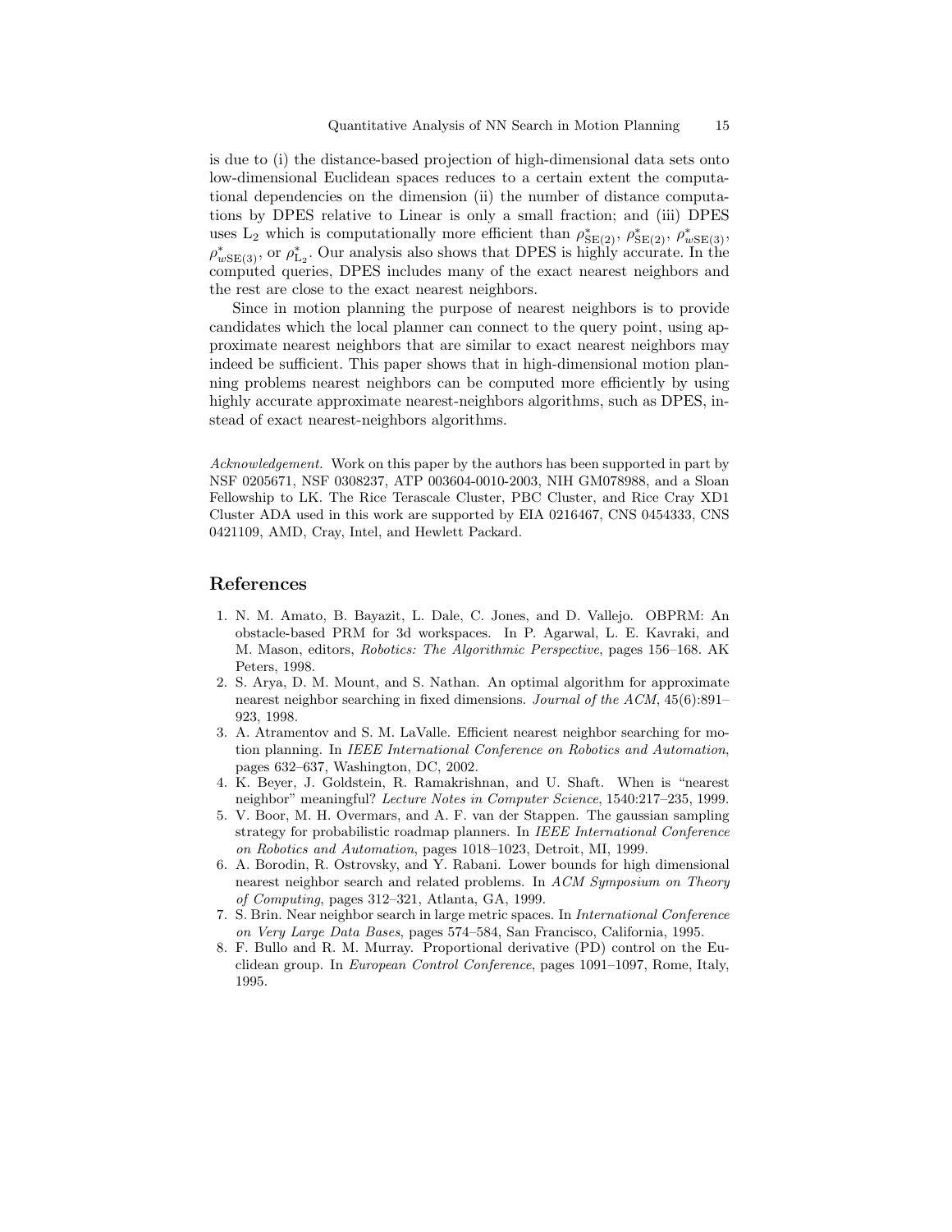is due to (i) the distance-based projection of high-dimensional data sets onto low-dimensional Euclidean spaces reduces to a certain extent the computational dependencies on the dimension (ii) the number of distance computations by DPES relative to Linear is only a small fraction; and (iii) DPES uses $L_2$ which is computationally more efficient than $\rho^*_{SE(2)}$, $\rho^*_{SE(2)}$, $\rho^*_{wSE(3)}$, $\rho^*_{wSE(3)}$, or $\rho^*_{L_2}$. Our analysis also shows that DPES is highly accurate. In the computed queries, DPES includes many of the exact nearest neighbors and the rest are close to the exact nearest neighbors.

Since in motion planning the purpose of nearest neighbors is to provide candidates which the local planner can connect to the query point, using approximate nearest neighbors that are similar to exact nearest neighbors may indeed be sufficient. This paper shows that in high-dimensional motion planning problems nearest neighbors can be computed more efficiently by using highly accurate approximate nearest-neighbors algorithms, such as DPES, instead of exact nearest-neighbors algorithms.

*Acknowledgement.* Work on this paper by the authors has been supported in part by NSF 0205671, NSF 0308237, ATP 003604-0010-2003, NIH GM078988, and a Sloan Fellowship to LK. The Rice Terascale Cluster, PBC Cluster, and Rice Cray XD1 Cluster ADA used in this work are supported by EIA 0216467, CNS 0454333, CNS 0421109, AMD, Cray, Intel, and Hewlett Packard.

## References

1. N. M. Amato, B. Bayazit, L. Dale, C. Jones, and D. Vallejo. OBPRM: An obstacle-based PRM for 3d workspaces. In P. Agarwal, L. E. Kavraki, and M. Mason, editors, *Robotics: The Algorithmic Perspective*, pages 156–168. AK Peters, 1998.
2. S. Arya, D. M. Mount, and S. Nathan. An optimal algorithm for approximate nearest neighbor searching in fixed dimensions. *Journal of the ACM*, 45(6):891–923, 1998.
3. A. Atramentov and S. M. LaValle. Efficient nearest neighbor searching for motion planning. In *IEEE International Conference on Robotics and Automation*, pages 632–637, Washington, DC, 2002.
4. K. Beyer, J. Goldstein, R. Ramakrishnan, and U. Shaft. When is "nearest neighbor" meaningful? *Lecture Notes in Computer Science*, 1540:217–235, 1999.
5. V. Boor, M. H. Overmars, and A. F. van der Stappen. The gaussian sampling strategy for probabilistic roadmap planners. In *IEEE International Conference on Robotics and Automation*, pages 1018–1023, Detroit, MI, 1999.
6. A. Borodin, R. Ostrovsky, and Y. Rabani. Lower bounds for high dimensional nearest neighbor search and related problems. In *ACM Symposium on Theory of Computing*, pages 312–321, Atlanta, GA, 1999.
7. S. Brin. Near neighbor search in large metric spaces. In *International Conference on Very Large Data Bases*, pages 574–584, San Francisco, California, 1995.
8. F. Bullo and R. M. Murray. Proportional derivative (PD) control on the Euclidean group. In *European Control Conference*, pages 1091–1097, Rome, Italy, 1995.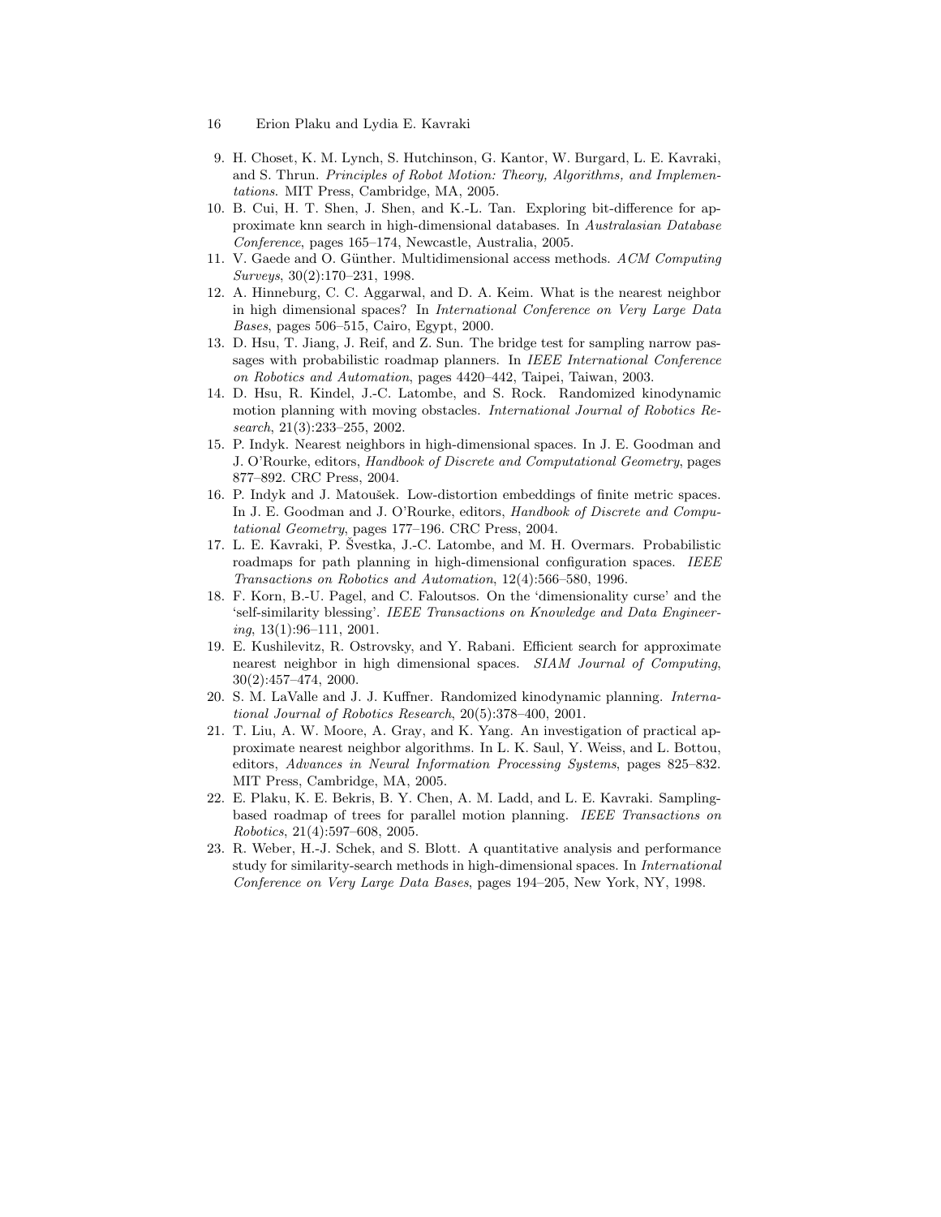9. H. Choset, K. M. Lynch, S. Hutchinson, G. Kantor, W. Burgard, L. E. Kavraki, and S. Thrun. *Principles of Robot Motion: Theory, Algorithms, and Implementations*. MIT Press, Cambridge, MA, 2005.
10. B. Cui, H. T. Shen, J. Shen, and K.-L. Tan. Exploring bit-difference for approximate knn search in high-dimensional databases. In *Australasian Database Conference*, pages 165–174, Newcastle, Australia, 2005.
11. V. Gaede and O. Günther. Multidimensional access methods. *ACM Computing Surveys*, 30(2):170–231, 1998.
12. A. Hinneburg, C. C. Aggarwal, and D. A. Keim. What is the nearest neighbor in high dimensional spaces? In *International Conference on Very Large Data Bases*, pages 506–515, Cairo, Egypt, 2000.
13. D. Hsu, T. Jiang, J. Reif, and Z. Sun. The bridge test for sampling narrow passages with probabilistic roadmap planners. In *IEEE International Conference on Robotics and Automation*, pages 4420–442, Taipei, Taiwan, 2003.
14. D. Hsu, R. Kindel, J.-C. Latombe, and S. Rock. Randomized kinodynamic motion planning with moving obstacles. *International Journal of Robotics Research*, 21(3):233–255, 2002.
15. P. Indyk. Nearest neighbors in high-dimensional spaces. In J. E. Goodman and J. O'Rourke, editors, *Handbook of Discrete and Computational Geometry*, pages 877–892. CRC Press, 2004.
16. P. Indyk and J. Matoušek. Low-distortion embeddings of finite metric spaces. In J. E. Goodman and J. O'Rourke, editors, *Handbook of Discrete and Computational Geometry*, pages 177–196. CRC Press, 2004.
17. L. E. Kavraki, P. Švestka, J.-C. Latombe, and M. H. Overmars. Probabilistic roadmaps for path planning in high-dimensional configuration spaces. *IEEE Transactions on Robotics and Automation*, 12(4):566–580, 1996.
18. F. Korn, B.-U. Pagel, and C. Faloutsos. On the 'dimensionality curse' and the 'self-similarity blessing'. *IEEE Transactions on Knowledge and Data Engineering*, 13(1):96–111, 2001.
19. E. Kushilevitz, R. Ostrovsky, and Y. Rabani. Efficient search for approximate nearest neighbor in high dimensional spaces. *SIAM Journal of Computing*, 30(2):457–474, 2000.
20. S. M. LaValle and J. J. Kuffner. Randomized kinodynamic planning. *International Journal of Robotics Research*, 20(5):378–400, 2001.
21. T. Liu, A. W. Moore, A. Gray, and K. Yang. An investigation of practical approximate nearest neighbor algorithms. In L. K. Saul, Y. Weiss, and L. Bottou, editors, *Advances in Neural Information Processing Systems*, pages 825–832. MIT Press, Cambridge, MA, 2005.
22. E. Plaku, K. E. Bekris, B. Y. Chen, A. M. Ladd, and L. E. Kavraki. Sampling-based roadmap of trees for parallel motion planning. *IEEE Transactions on Robotics*, 21(4):597–608, 2005.
23. R. Weber, H.-J. Schek, and S. Blott. A quantitative analysis and performance study for similarity-search methods in high-dimensional spaces. In *International Conference on Very Large Data Bases*, pages 194–205, New York, NY, 1998.